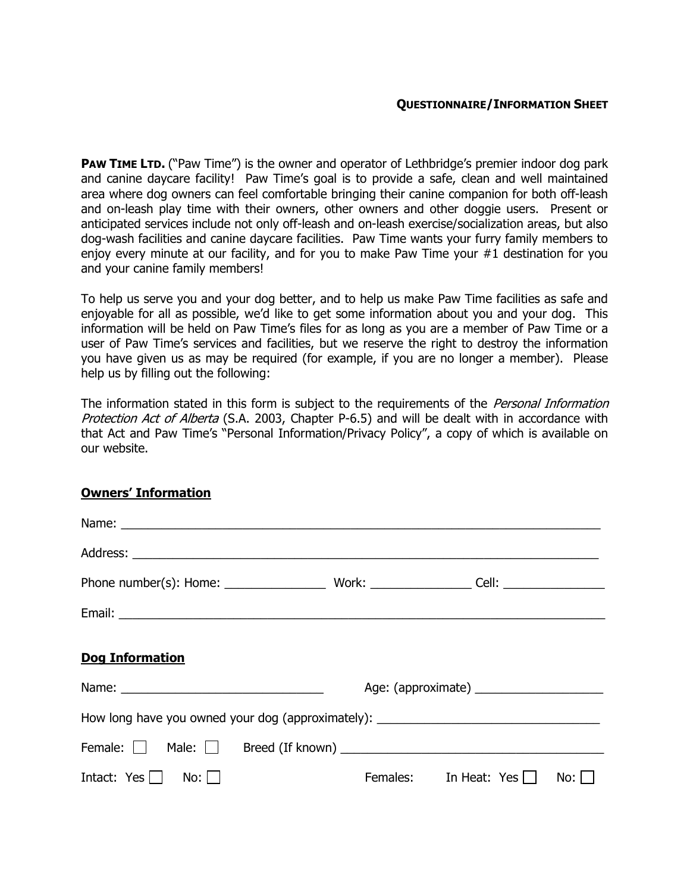**QUESTIONNAIRE/INFORMATION SHEET**

**PAW TIME LTD.** ("Paw Time") is the owner and operator of Lethbridge's premier indoor dog park and canine daycare facility! Paw Time's goal is to provide a safe, clean and well maintained area where dog owners can feel comfortable bringing their canine companion for both off-leash and on-leash play time with their owners, other owners and other doggie users. Present or anticipated services include not only off-leash and on-leash exercise/socialization areas, but also dog-wash facilities and canine daycare facilities. Paw Time wants your furry family members to enjoy every minute at our facility, and for you to make Paw Time your #1 destination for you and your canine family members!

To help us serve you and your dog better, and to help us make Paw Time facilities as safe and enjoyable for all as possible, we'd like to get some information about you and your dog. This information will be held on Paw Time's files for as long as you are a member of Paw Time or a user of Paw Time's services and facilities, but we reserve the right to destroy the information you have given us as may be required (for example, if you are no longer a member). Please help us by filling out the following:

The information stated in this form is subject to the requirements of the *Personal Information Protection Act of Alberta* (S.A. 2003, Chapter P-6.5) and will be dealt with in accordance with that Act and Paw Time's "Personal Information/Privacy Policy", a copy of which is available on our website.

**Owners' Information**

Name: ___________________________________________________________________________

Address: _________________________________________________________________________

Phone number(s): Home: _______________ Work: _______________ Cell: _______________

Email: ___________________________________________________________________________

**Dog Information**

Name: ______________________________ Age: (approximate) ___________________

How long have you owned your dog (approximately): ________________________________

Female: ☐ Male: ☐ Breed (If known) ______________________________________

Intact: Yes ☐ No: ☐ Females: In Heat: Yes ☐ No: ☐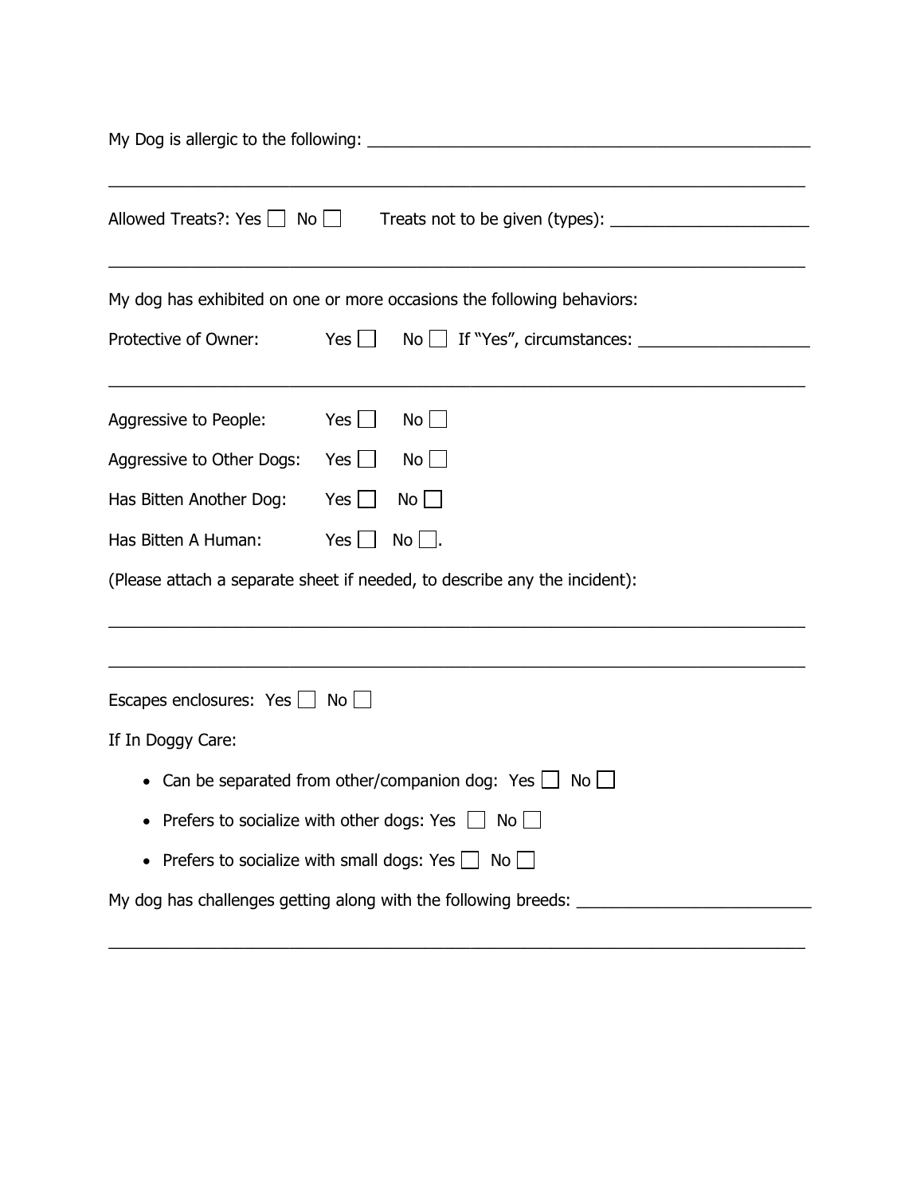My Dog is allergic to the following: ___________________________________________________

_______________________________________________________________________________

Allowed Treats?: Yes ☐ No ☐ Treats not to be given (types): _______________________

_______________________________________________________________________________

My dog has exhibited on one or more occasions the following behaviors:

Protective of Owner: Yes ☐ No ☐ If "Yes", circumstances: ___________________

_______________________________________________________________________________

Aggressive to People: Yes ☐ No ☐

Aggressive to Other Dogs: Yes ☐ No ☐

Has Bitten Another Dog: Yes ☐ No ☐

Has Bitten A Human: Yes ☐ No ☐.

(Please attach a separate sheet if needed, to describe any the incident):

_______________________________________________________________________________

_______________________________________________________________________________

Escapes enclosures: Yes ☐ No ☐

If In Doggy Care:

- Can be separated from other/companion dog: Yes ☐ No ☐
- Prefers to socialize with other dogs: Yes ☐ No ☐
- Prefers to socialize with small dogs: Yes ☐ No ☐

My dog has challenges getting along with the following breeds: _________________________

_______________________________________________________________________________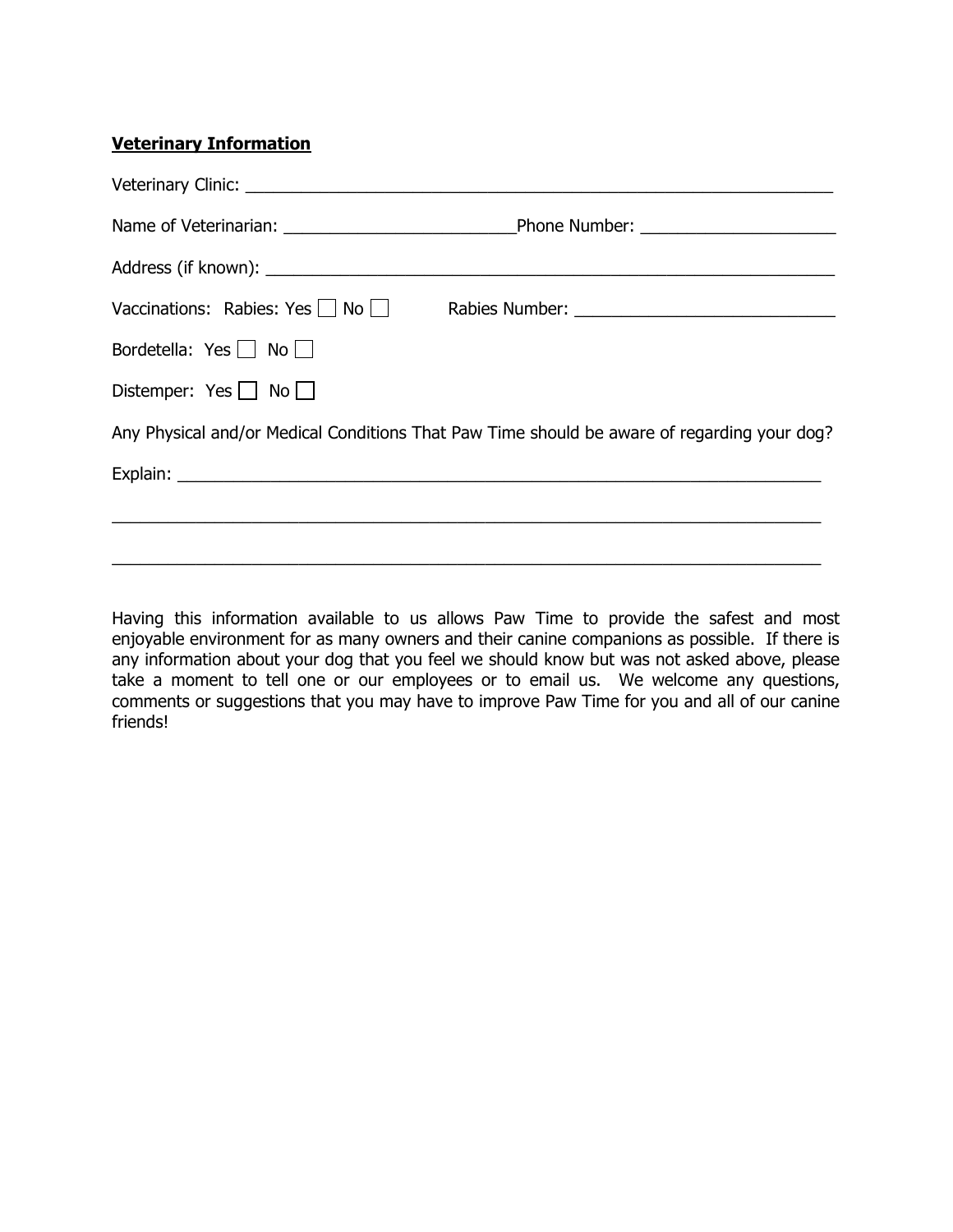**Veterinary Information**

Veterinary Clinic: ___________________________________________________________

Name of Veterinarian: ________________________Phone Number: ____________________

Address (if known): ___________________________________________________________

Vaccinations: Rabies: Yes ☐ No ☐ Rabies Number: __________________________

Bordetella: Yes ☐ No ☐

Distemper: Yes ☐ No ☐

Any Physical and/or Medical Conditions That Paw Time should be aware of regarding your dog?

Explain: _____________________________________________________________________

______________________________________________________________________________

______________________________________________________________________________

Having this information available to us allows Paw Time to provide the safest and most enjoyable environment for as many owners and their canine companions as possible. If there is any information about your dog that you feel we should know but was not asked above, please take a moment to tell one or our employees or to email us. We welcome any questions, comments or suggestions that you may have to improve Paw Time for you and all of our canine friends!